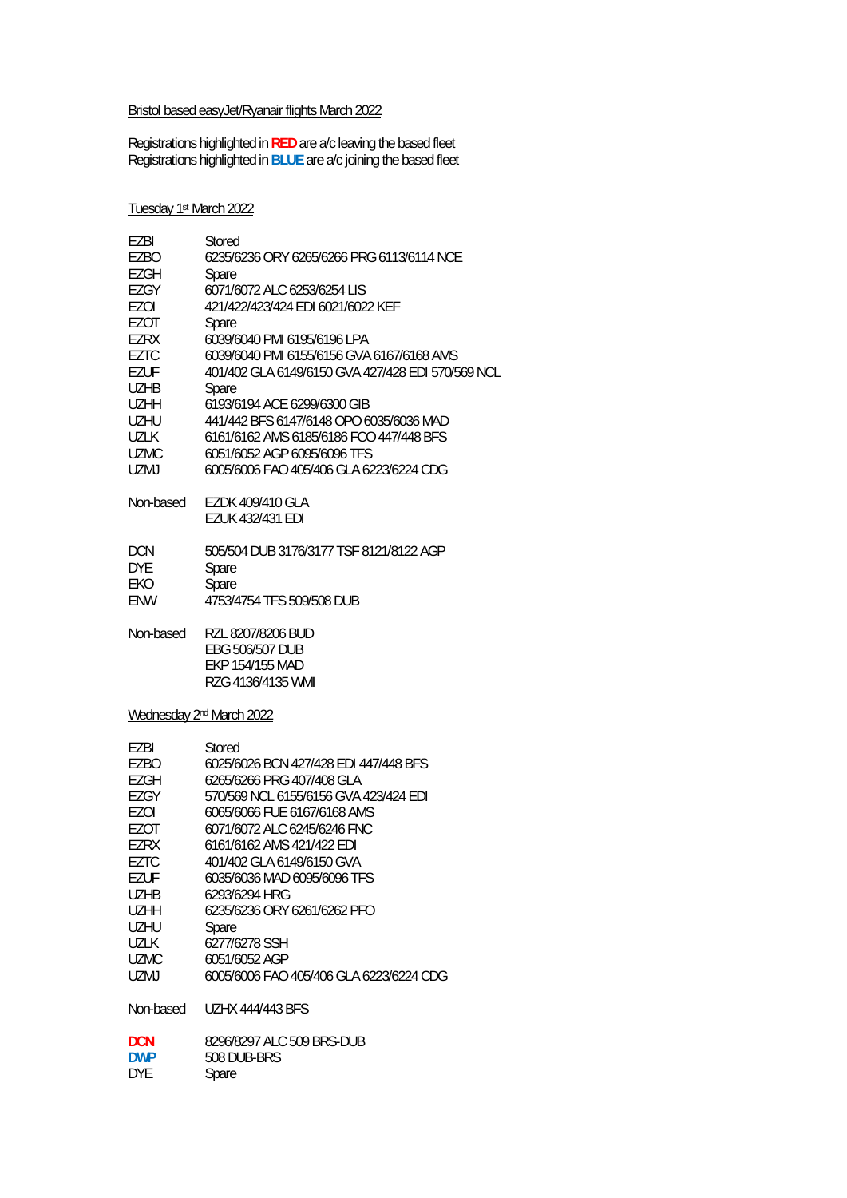Bristol based easyJet/Ryanair flights March 2022

Registrations highlighted in **RED** are a/c leaving the based fleet
Registrations highlighted in **BLUE** are a/c joining the based fleet

Tuesday 1st March 2022

| | |
|---|---|
| EZBI | Stored |
| EZBO | 6235/6236 ORY 6265/6266 PRG 6113/6114 NCE |
| EZGH | Spare |
| EZGY | 6071/6072 ALC 6253/6254 LIS |
| EZOI | 421/422/423/424 EDI 6021/6022 KEF |
| EZOT | Spare |
| EZRX | 6039/6040 PMI 6195/6196 LPA |
| EZTC | 6039/6040 PMI 6155/6156 GVA 6167/6168 AMS |
| EZUF | 401/402 GLA 6149/6150 GVA 427/428 EDI 570/569 NCL |
| UZHB | Spare |
| UZHH | 6193/6194 ACE 6299/6300 GIB |
| UZHU | 441/442 BFS 6147/6148 OPO 6035/6036 MAD |
| UZLK | 6161/6162 AMS 6185/6186 FCO 447/448 BFS |
| UZMC | 6051/6052 AGP 6095/6096 TFS |
| UZMJ | 6005/6006 FAO 405/406 GLA 6223/6224 CDG |

Non-based EZDK 409/410 GLA
EZUK 432/431 EDI

| | |
|---|---|
| DCN | 505/504 DUB 3176/3177 TSF 8121/8122 AGP |
| DYE | Spare |
| EKO | Spare |
| ENW | 4753/4754 TFS 509/508 DUB |

Non-based RZL 8207/8206 BUD
EBG 506/507 DUB
EKP 154/155 MAD
RZG 4136/4135 WMI

Wednesday 2nd March 2022

| | |
|---|---|
| EZBI | Stored |
| EZBO | 6025/6026 BCN 427/428 EDI 447/448 BFS |
| EZGH | 6265/6266 PRG 407/408 GLA |
| EZGY | 570/569 NCL 6155/6156 GVA 423/424 EDI |
| EZOI | 6065/6066 FUE 6167/6168 AMS |
| EZOT | 6071/6072 ALC 6245/6246 FNC |
| EZRX | 6161/6162 AMS 421/422 EDI |
| EZTC | 401/402 GLA 6149/6150 GVA |
| EZUF | 6035/6036 MAD 6095/6096 TFS |
| UZHB | 6293/6294 HRG |
| UZHH | 6235/6236 ORY 6261/6262 PFO |
| UZHU | Spare |
| UZLK | 6277/6278 SSH |
| UZMC | 6051/6052 AGP |
| UZMJ | 6005/6006 FAO 405/406 GLA 6223/6224 CDG |

Non-based UZHX 444/443 BFS

| | |
|---|---|
| **DCN** | 8296/8297 ALC 509 BRS-DUB |
| **DWP** | 508 DUB-BRS |
| DYE | Spare |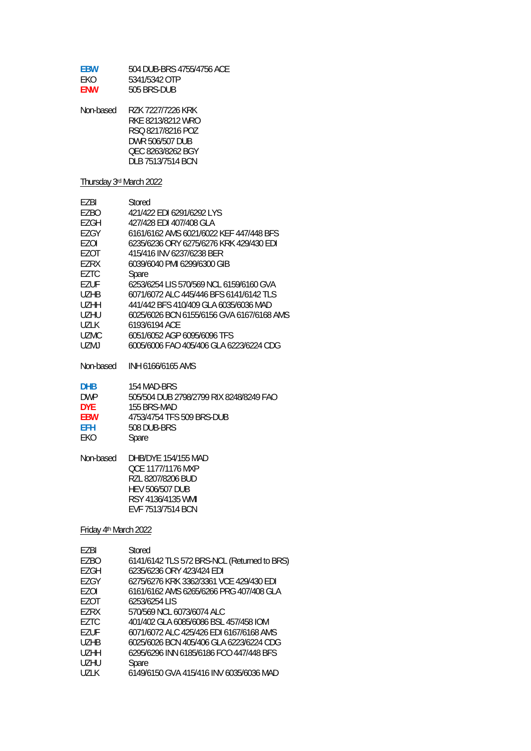| | |
|---|---|
| **EBW** | 504 DUB-BRS 4755/4756 ACE |
| EKO | 5341/5342 OTP |
| **ENW** | 505 BRS-DUB |

| | |
|---|---|
| Non-based | RZK 7227/7226 KRK |
| | RKE 8213/8212 WRO |
| | RSQ 8217/8216 POZ |
| | DWR 506/507 DUB |
| | QEC 8263/8262 BGY |
| | DLB 7513/7514 BCN |

Thursday 3rd March 2022

| | |
|---|---|
| EZBI | Stored |
| EZBO | 421/422 EDI 6291/6292 LYS |
| EZGH | 427/428 EDI 407/408 GLA |
| EZGY | 6161/6162 AMS 6021/6022 KEF 447/448 BFS |
| EZOI | 6235/6236 ORY 6275/6276 KRK 429/430 EDI |
| EZOT | 415/416 INV 6237/6238 BER |
| EZRX | 6039/6040 PMI 6299/6300 GIB |
| EZTC | Spare |
| EZUF | 6253/6254 LIS 570/569 NCL 6159/6160 GVA |
| UZHB | 6071/6072 ALC 445/446 BFS 6141/6142 TLS |
| UZHH | 441/442 BFS 410/409 GLA 6035/6036 MAD |
| UZHU | 6025/6026 BCN 6155/6156 GVA 6167/6168 AMS |
| UZLK | 6193/6194 ACE |
| UZMC | 6051/6052 AGP 6095/6096 TFS |
| UZMJ | 6005/6006 FAO 405/406 GLA 6223/6224 CDG |

| | |
|---|---|
| Non-based | INH 6166/6165 AMS |

| | |
|---|---|
| **DHB** | 154 MAD-BRS |
| DWP | 505/504 DUB 2798/2799 RIX 8248/8249 FAO |
| **DYE** | 155 BRS-MAD |
| **EBW** | 4753/4754 TFS 509 BRS-DUB |
| **EFH** | 508 DUB-BRS |
| EKO | Spare |

| | |
|---|---|
| Non-based | DHB/DYE 154/155 MAD |
| | QCE 1177/1176 MXP |
| | RZL 8207/8206 BUD |
| | HEV 506/507 DUB |
| | RSY 4136/4135 WMI |
| | EVF 7513/7514 BCN |

Friday 4th March 2022

| | |
|---|---|
| EZBI | Stored |
| EZBO | 6141/6142 TLS 572 BRS-NCL (Returned to BRS) |
| EZGH | 6235/6236 ORY 423/424 EDI |
| EZGY | 6275/6276 KRK 3362/3361 VCE 429/430 EDI |
| EZOI | 6161/6162 AMS 6265/6266 PRG 407/408 GLA |
| EZOT | 6253/6254 LIS |
| EZRX | 570/569 NCL 6073/6074 ALC |
| EZTC | 401/402 GLA 6085/6086 BSL 457/458 IOM |
| EZUF | 6071/6072 ALC 425/426 EDI 6167/6168 AMS |
| UZHB | 6025/6026 BCN 405/406 GLA 6223/6224 CDG |
| UZHH | 6295/6296 INN 6185/6186 FCO 447/448 BFS |
| UZHU | Spare |
| UZLK | 6149/6150 GVA 415/416 INV 6035/6036 MAD |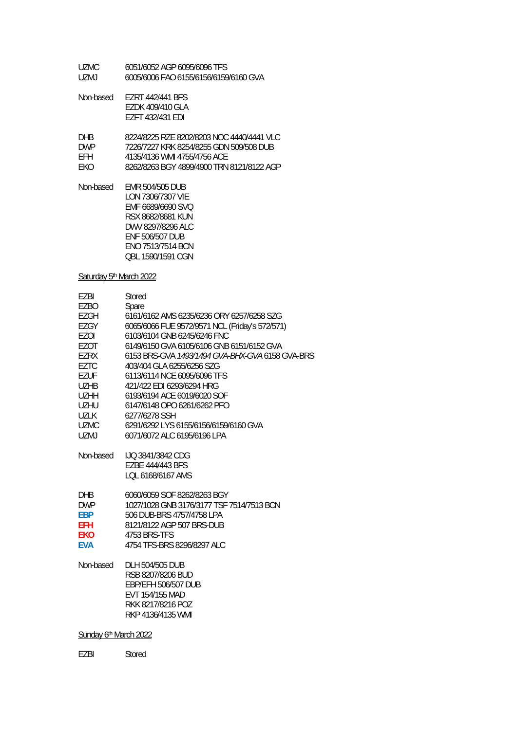| | |
|---|---|
| UZMC | 6051/6052 AGP 6095/6096 TFS |
| UZMJ | 6005/6006 FAO 6155/6156/6159/6160 GVA |

| | |
|---|---|
| Non-based | EZRT 442/441 BFS |
| | EZDK 409/410 GLA |
| | EZFT 432/431 EDI |

| | |
|---|---|
| DHB | 8224/8225 RZE 8202/8203 NOC 4440/4441 VLC |
| DWP | 7226/7227 KRK 8254/8255 GDN 509/508 DUB |
| EFH | 4135/4136 WMI 4755/4756 ACE |
| EKO | 8262/8263 BGY 4899/4900 TRN 8121/8122 AGP |

| | |
|---|---|
| Non-based | EMR 504/505 DUB |
| | LON 7306/7307 VIE |
| | EMF 6689/6690 SVQ |
| | RSX 8682/8681 KUN |
| | DWV 8297/8296 ALC |
| | ENF 506/507 DUB |
| | ENO 7513/7514 BCN |
| | QBL 1590/1591 CGN |

## Saturday 5th March 2022

| | |
|---|---|
| EZBI | Stored |
| EZBO | Spare |
| EZGH | 6161/6162 AMS 6235/6236 ORY 6257/6258 SZG |
| EZGY | 6065/6066 FUE 9572/9571 NCL (Friday's 572/571) |
| EZOI | 6103/6104 GNB 6245/6246 FNC |
| EZOT | 6149/6150 GVA 6105/6106 GNB 6151/6152 GVA |
| EZRX | 6153 BRS-GVA *1493/1494 GVA-BHX-GVA* 6158 GVA-BRS |
| EZTC | 403/404 GLA 6255/6256 SZG |
| EZUF | 6113/6114 NCE 6095/6096 TFS |
| UZHB | 421/422 EDI 6293/6294 HRG |
| UZHH | 6193/6194 ACE 6019/6020 SOF |
| UZHU | 6147/6148 OPO 6261/6262 PFO |
| UZLK | 6277/6278 SSH |
| UZMC | 6291/6292 LYS 6155/6156/6159/6160 GVA |
| UZMJ | 6071/6072 ALC 6195/6196 LPA |

| | |
|---|---|
| Non-based | IJQ 3841/3842 CDG |
| | EZBE 444/443 BFS |
| | LQL 6168/6167 AMS |

| | |
|---|---|
| DHB | 6060/6059 SOF 8262/8263 BGY |
| DWP | 1027/1028 GNB 3176/3177 TSF 7514/7513 BCN |
| **EBP** | 506 DUB-BRS 4757/4758 LPA |
| **EFH** | 8121/8122 AGP 507 BRS-DUB |
| **EKO** | 4753 BRS-TFS |
| **EVA** | 4754 TFS-BRS 8296/8297 ALC |

| | |
|---|---|
| Non-based | DLH 504/505 DUB |
| | RSB 8207/8206 BUD |
| | EBP/EFH 506/507 DUB |
| | EVT 154/155 MAD |
| | RKK 8217/8216 POZ |
| | RKP 4136/4135 WMI |

## Sunday 6th March 2022

| | |
|---|---|
| EZBI | Stored |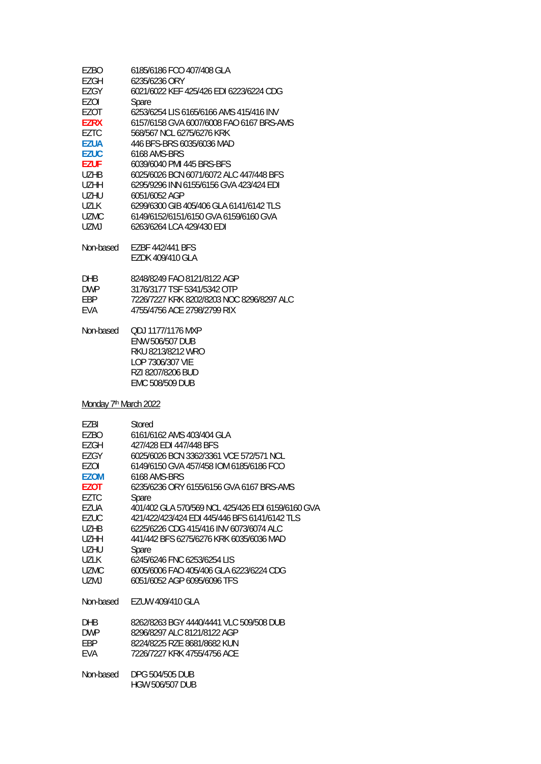| | |
|---|---|
| EZBO | 6185/6186 FCO 407/408 GLA |
| EZGH | 6235/6236 ORY |
| EZGY | 6021/6022 KEF 425/426 EDI 6223/6224 CDG |
| EZOI | Spare |
| EZOT | 6253/6254 LIS 6165/6166 AMS 415/416 INV |
| **EZRX** | 6157/6158 GVA 6007/6008 FAO 6167 BRS-AMS |
| EZTC | 568/567 NCL 6275/6276 KRK |
| **EZUA** | 446 BFS-BRS 6035/6036 MAD |
| **EZUC** | 6168 AMS-BRS |
| **EZUF** | 6039/6040 PMI 445 BRS-BFS |
| UZHB | 6025/6026 BCN 6071/6072 ALC 447/448 BFS |
| UZHH | 6295/9296 INN 6155/6156 GVA 423/424 EDI |
| UZHU | 6051/6052 AGP |
| UZLK | 6299/6300 GIB 405/406 GLA 6141/6142 TLS |
| UZMC | 6149/6152/6151/6150 GVA 6159/6160 GVA |
| UZMJ | 6263/6264 LCA 429/430 EDI |

Non-based EZBF 442/441 BFS
EZDK 409/410 GLA

| | |
|---|---|
| DHB | 8248/8249 FAO 8121/8122 AGP |
| DWP | 3176/3177 TSF 5341/5342 OTP |
| EBP | 7226/7227 KRK 8202/8203 NOC 8296/8297 ALC |
| EVA | 4755/4756 ACE 2798/2799 RIX |

Non-based QDJ 1177/1176 MXP
ENW 506/507 DUB
RKU 8213/8212 WRO
LOP 7306/307 VIE
RZI 8207/8206 BUD
EMC 508/509 DUB

Monday 7th March 2022

| | |
|---|---|
| EZBI | Stored |
| EZBO | 6161/6162 AMS 403/404 GLA |
| EZGH | 427/428 EDI 447/448 BFS |
| EZGY | 6025/6026 BCN 3362/3361 VCE 572/571 NCL |
| EZOI | 6149/6150 GVA 457/458 IOM 6185/6186 FCO |
| **EZOM** | 6168 AMS-BRS |
| **EZOT** | 6235/6236 ORY 6155/6156 GVA 6167 BRS-AMS |
| EZTC | Spare |
| EZUA | 401/402 GLA 570/569 NCL 425/426 EDI 6159/6160 GVA |
| EZUC | 421/422/423/424 EDI 445/446 BFS 6141/6142 TLS |
| UZHB | 6225/6226 CDG 415/416 INV 6073/6074 ALC |
| UZHH | 441/442 BFS 6275/6276 KRK 6035/6036 MAD |
| UZHU | Spare |
| UZLK | 6245/6246 FNC 6253/6254 LIS |
| UZMC | 6005/6006 FAO 405/406 GLA 6223/6224 CDG |
| UZMJ | 6051/6052 AGP 6095/6096 TFS |

Non-based EZUW 409/410 GLA

| | |
|---|---|
| DHB | 8262/8263 BGY 4440/4441 VLC 509/508 DUB |
| DWP | 8296/8297 ALC 8121/8122 AGP |
| EBP | 8224/8225 RZE 8681/8682 KUN |
| EVA | 7226/7227 KRK 4755/4756 ACE |

Non-based DPG 504/505 DUB
HGW 506/507 DUB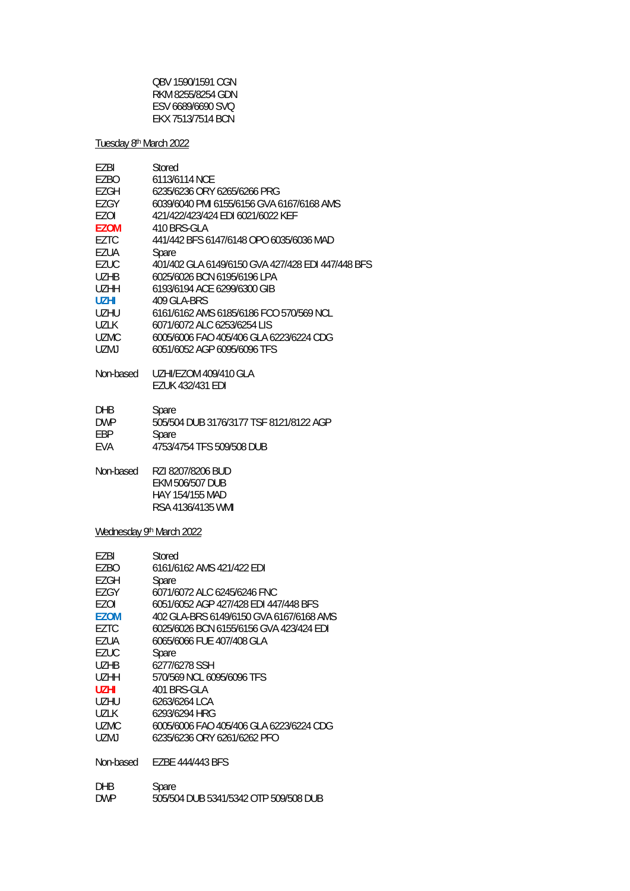QBV 1590/1591 CGN
RKM 8255/8254 GDN
ESV 6689/6690 SVQ
EKX 7513/7514 BCN

Tuesday 8th March 2022

| | |
|---|---|
| EZBI | Stored |
| EZBO | 6113/6114 NCE |
| EZGH | 6235/6236 ORY 6265/6266 PRG |
| EZGY | 6039/6040 PMI 6155/6156 GVA 6167/6168 AMS |
| EZOI | 421/422/423/424 EDI 6021/6022 KEF |
| **EZOM** | 410 BRS-GLA |
| EZTC | 441/442 BFS 6147/6148 OPO 6035/6036 MAD |
| EZUA | Spare |
| EZUC | 401/402 GLA 6149/6150 GVA 427/428 EDI 447/448 BFS |
| UZHB | 6025/6026 BCN 6195/6196 LPA |
| UZHH | 6193/6194 ACE 6299/6300 GIB |
| **UZHI** | 409 GLA-BRS |
| UZHU | 6161/6162 AMS 6185/6186 FCO 570/569 NCL |
| UZLK | 6071/6072 ALC 6253/6254 LIS |
| UZMC | 6005/6006 FAO 405/406 GLA 6223/6224 CDG |
| UZMJ | 6051/6052 AGP 6095/6096 TFS |
| | |
| Non-based | UZHI/EZOM 409/410 GLA |
| | EZUK 432/431 EDI |
| | |
| DHB | Spare |
| DWP | 505/504 DUB 3176/3177 TSF 8121/8122 AGP |
| EBP | Spare |
| EVA | 4753/4754 TFS 509/508 DUB |
| | |
| Non-based | RZI 8207/8206 BUD |
| | EKM 506/507 DUB |
| | HAY 154/155 MAD |
| | RSA 4136/4135 WMI |

Wednesday 9th March 2022

| | |
|---|---|
| EZBI | Stored |
| EZBO | 6161/6162 AMS 421/422 EDI |
| EZGH | Spare |
| EZGY | 6071/6072 ALC 6245/6246 FNC |
| EZOI | 6051/6052 AGP 427/428 EDI 447/448 BFS |
| **EZOM** | 402 GLA-BRS 6149/6150 GVA 6167/6168 AMS |
| EZTC | 6025/6026 BCN 6155/6156 GVA 423/424 EDI |
| EZUA | 6065/6066 FUE 407/408 GLA |
| EZUC | Spare |
| UZHB | 6277/6278 SSH |
| UZHH | 570/569 NCL 6095/6096 TFS |
| **UZHI** | 401 BRS-GLA |
| UZHU | 6263/6264 LCA |
| UZLK | 6293/6294 HRG |
| UZMC | 6005/6006 FAO 405/406 GLA 6223/6224 CDG |
| UZMJ | 6235/6236 ORY 6261/6262 PFO |
| | |
| Non-based | EZBE 444/443 BFS |
| | |
| DHB | Spare |
| DWP | 505/504 DUB 5341/5342 OTP 509/508 DUB |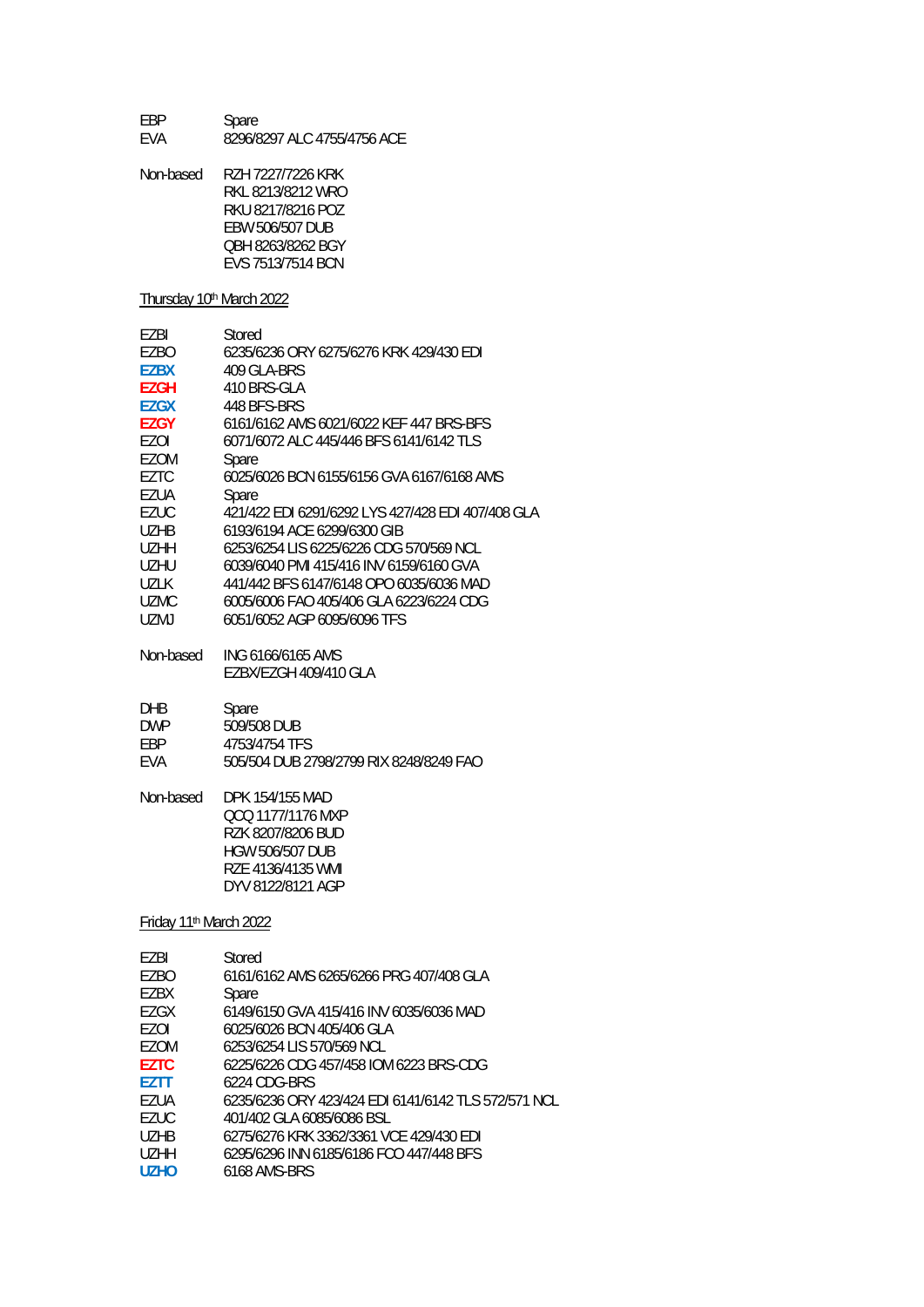| | |
|---|---|
| EBP | Spare |
| EVA | 8296/8297 ALC 4755/4756 ACE |

| | |
|---|---|
| Non-based | RZH 7227/7226 KRK |
| | RKL 8213/8212 WRO |
| | RKU 8217/8216 POZ |
| | EBW 506/507 DUB |
| | QBH 8263/8262 BGY |
| | EVS 7513/7514 BCN |

Thursday 10th March 2022

| | |
|---|---|
| EZBI | Stored |
| EZBO | 6235/6236 ORY 6275/6276 KRK 429/430 EDI |
| **EZBX** | 409 GLA-BRS |
| **EZGH** | 410 BRS-GLA |
| **EZGX** | 448 BFS-BRS |
| **EZGY** | 6161/6162 AMS 6021/6022 KEF 447 BRS-BFS |
| EZOI | 6071/6072 ALC 445/446 BFS 6141/6142 TLS |
| EZOM | Spare |
| EZTC | 6025/6026 BCN 6155/6156 GVA 6167/6168 AMS |
| EZUA | Spare |
| EZUC | 421/422 EDI 6291/6292 LYS 427/428 EDI 407/408 GLA |
| UZHB | 6193/6194 ACE 6299/6300 GIB |
| UZHH | 6253/6254 LIS 6225/6226 CDG 570/569 NCL |
| UZHU | 6039/6040 PMI 415/416 INV 6159/6160 GVA |
| UZLK | 441/442 BFS 6147/6148 OPO 6035/6036 MAD |
| UZMC | 6005/6006 FAO 405/406 GLA 6223/6224 CDG |
| UZMJ | 6051/6052 AGP 6095/6096 TFS |

| | |
|---|---|
| Non-based | ING 6166/6165 AMS |
| | EZBX/EZGH 409/410 GLA |

| | |
|---|---|
| DHB | Spare |
| DWP | 509/508 DUB |
| EBP | 4753/4754 TFS |
| EVA | 505/504 DUB 2798/2799 RIX 8248/8249 FAO |

| | |
|---|---|
| Non-based | DPK 154/155 MAD |
| | QCQ 1177/1176 MXP |
| | RZK 8207/8206 BUD |
| | HGW 506/507 DUB |
| | RZE 4136/4135 WMI |
| | DYV 8122/8121 AGP |

Friday 11th March 2022

| | |
|---|---|
| EZBI | Stored |
| EZBO | 6161/6162 AMS 6265/6266 PRG 407/408 GLA |
| EZBX | Spare |
| EZGX | 6149/6150 GVA 415/416 INV 6035/6036 MAD |
| EZOI | 6025/6026 BCN 405/406 GLA |
| EZOM | 6253/6254 LIS 570/569 NCL |
| **EZTC** | 6225/6226 CDG 457/458 IOM 6223 BRS-CDG |
| **EZTT** | 6224 CDG-BRS |
| EZUA | 6235/6236 ORY 423/424 EDI 6141/6142 TLS 572/571 NCL |
| EZUC | 401/402 GLA 6085/6086 BSL |
| UZHB | 6275/6276 KRK 3362/3361 VCE 429/430 EDI |
| UZHH | 6295/6296 INN 6185/6186 FCO 447/448 BFS |
| **UZHO** | 6168 AMS-BRS |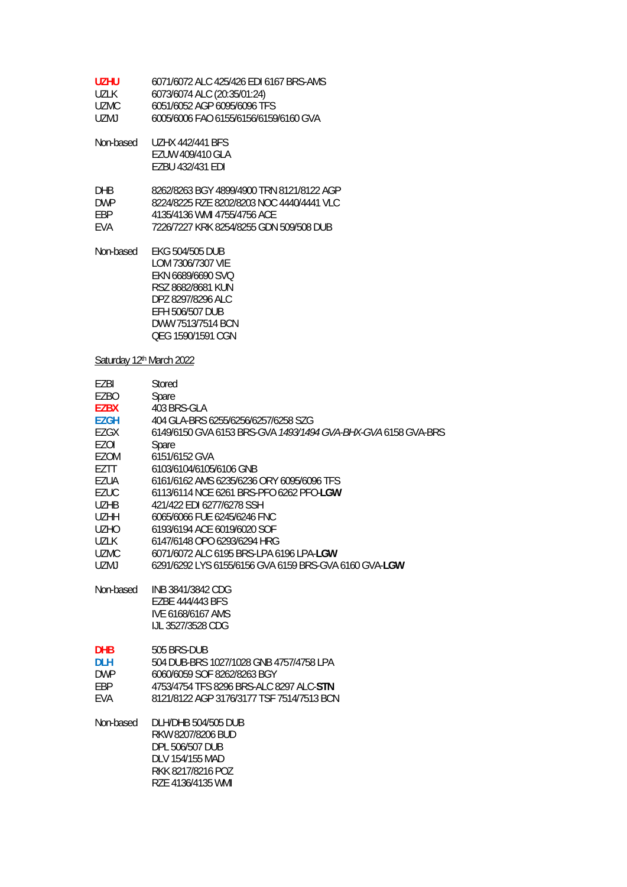| | |
|---|---|
| **UZHU** | 6071/6072 ALC 425/426 EDI 6167 BRS-AMS |
| UZLK | 6073/6074 ALC (20:35/01:24) |
| UZMC | 6051/6052 AGP 6095/6096 TFS |
| UZMJ | 6005/6006 FAO 6155/6156/6159/6160 GVA |

Non-based UZHX 442/441 BFS
EZUW 409/410 GLA
EZBU 432/431 EDI

| | |
|---|---|
| DHB | 8262/8263 BGY 4899/4900 TRN 8121/8122 AGP |
| DWP | 8224/8225 RZE 8202/8203 NOC 4440/4441 VLC |
| EBP | 4135/4136 WMI 4755/4756 ACE |
| EVA | 7226/7227 KRK 8254/8255 GDN 509/508 DUB |

Non-based EKG 504/505 DUB
LOM 7306/7307 VIE
EKN 6689/6690 SVQ
RSZ 8682/8681 KUN
DPZ 8297/8296 ALC
EFH 506/507 DUB
DWW 7513/7514 BCN
QEG 1590/1591 CGN

Saturday 12[th] March 2022

| | |
|---|---|
| EZBI | Stored |
| EZBO | Spare |
| **EZBX** | 403 BRS-GLA |
| **EZGH** | 404 GLA-BRS 6255/6256/6257/6258 SZG |
| EZGX | 6149/6150 GVA 6153 BRS-GVA *1493/1494 GVA-BHX-GVA* 6158 GVA-BRS |
| EZOI | Spare |
| EZOM | 6151/6152 GVA |
| EZTT | 6103/6104/6105/6106 GNB |
| EZUA | 6161/6162 AMS 6235/6236 ORY 6095/6096 TFS |
| EZUC | 6113/6114 NCE 6261 BRS-PFO 6262 PFO-**LGW** |
| UZHB | 421/422 EDI 6277/6278 SSH |
| UZHH | 6065/6066 FUE 6245/6246 FNC |
| UZHO | 6193/6194 ACE 6019/6020 SOF |
| UZLK | 6147/6148 OPO 6293/6294 HRG |
| UZMC | 6071/6072 ALC 6195 BRS-LPA 6196 LPA-**LGW** |
| UZMJ | 6291/6292 LYS 6155/6156 GVA 6159 BRS-GVA 6160 GVA-**LGW** |

Non-based INB 3841/3842 CDG
EZBE 444/443 BFS
IVE 6168/6167 AMS
IJL 3527/3528 CDG

| | |
|---|---|
| **DHB** | 505 BRS-DUB |
| **DLH** | 504 DUB-BRS 1027/1028 GNB 4757/4758 LPA |
| DWP | 6060/6059 SOF 8262/8263 BGY |
| EBP | 4753/4754 TFS 8296 BRS-ALC 8297 ALC-**STN** |
| EVA | 8121/8122 AGP 3176/3177 TSF 7514/7513 BCN |

Non-based DLH/DHB 504/505 DUB
RKW 8207/8206 BUD
DPL 506/507 DUB
DLV 154/155 MAD
RKK 8217/8216 POZ
RZE 4136/4135 WMI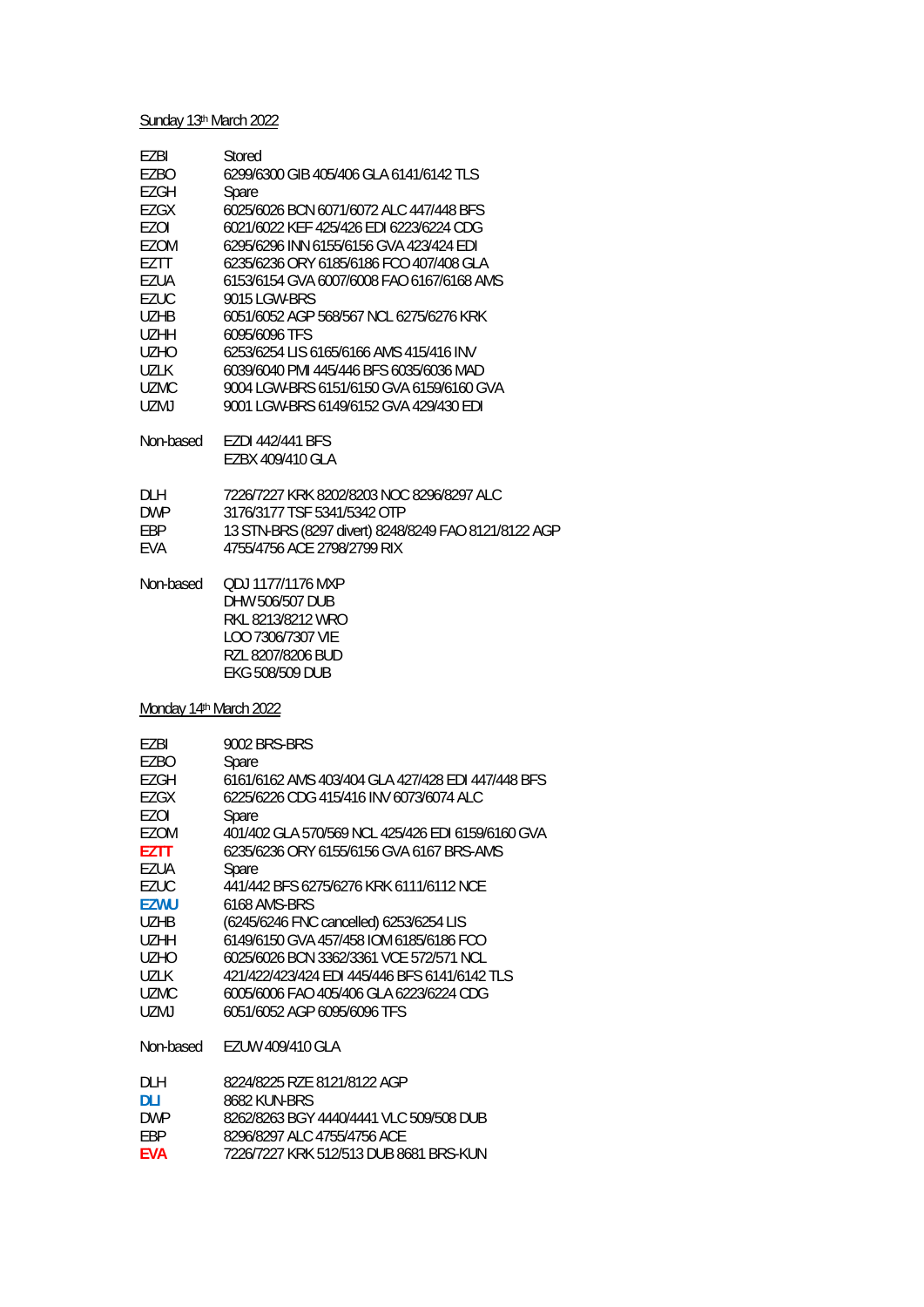Sunday 13th March 2022

| | |
|---|---|
| EZBI | Stored |
| EZBO | 6299/6300 GIB 405/406 GLA 6141/6142 TLS |
| EZGH | Spare |
| EZGX | 6025/6026 BCN 6071/6072 ALC 447/448 BFS |
| EZOI | 6021/6022 KEF 425/426 EDI 6223/6224 CDG |
| EZOM | 6295/6296 INN 6155/6156 GVA 423/424 EDI |
| EZTT | 6235/6236 ORY 6185/6186 FCO 407/408 GLA |
| EZUA | 6153/6154 GVA 6007/6008 FAO 6167/6168 AMS |
| EZUC | 9015 LGW-BRS |
| UZHB | 6051/6052 AGP 568/567 NCL 6275/6276 KRK |
| UZHH | 6095/6096 TFS |
| UZHO | 6253/6254 LIS 6165/6166 AMS 415/416 INV |
| UZLK | 6039/6040 PMI 445/446 BFS 6035/6036 MAD |
| UZMC | 9004 LGW-BRS 6151/6150 GVA 6159/6160 GVA |
| UZMJ | 9001 LGW-BRS 6149/6152 GVA 429/430 EDI |

| | |
|---|---|
| Non-based | EZDI 442/441 BFS |
| | EZBX 409/410 GLA |

| | |
|---|---|
| DLH | 7226/7227 KRK 8202/8203 NOC 8296/8297 ALC |
| DWP | 3176/3177 TSF 5341/5342 OTP |
| EBP | 13 STN-BRS (8297 divert) 8248/8249 FAO 8121/8122 AGP |
| EVA | 4755/4756 ACE 2798/2799 RIX |

| | |
|---|---|
| Non-based | QDJ 1177/1176 MXP |
| | DHW 506/507 DUB |
| | RKL 8213/8212 WRO |
| | LOO 7306/7307 VIE |
| | RZL 8207/8206 BUD |
| | EKG 508/509 DUB |

Monday 14th March 2022

| | |
|---|---|
| EZBI | 9002 BRS-BRS |
| EZBO | Spare |
| EZGH | 6161/6162 AMS 403/404 GLA 427/428 EDI 447/448 BFS |
| EZGX | 6225/6226 CDG 415/416 INV 6073/6074 ALC |
| EZOI | Spare |
| EZOM | 401/402 GLA 570/569 NCL 425/426 EDI 6159/6160 GVA |
| **EZTT** | 6235/6236 ORY 6155/6156 GVA 6167 BRS-AMS |
| EZUA | Spare |
| EZUC | 441/442 BFS 6275/6276 KRK 6111/6112 NCE |
| **EZWU** | 6168 AMS-BRS |
| UZHB | (6245/6246 FNC cancelled) 6253/6254 LIS |
| UZHH | 6149/6150 GVA 457/458 IOM 6185/6186 FCO |
| UZHO | 6025/6026 BCN 3362/3361 VCE 572/571 NCL |
| UZLK | 421/422/423/424 EDI 445/446 BFS 6141/6142 TLS |
| UZMC | 6005/6006 FAO 405/406 GLA 6223/6224 CDG |
| UZMJ | 6051/6052 AGP 6095/6096 TFS |

| | |
|---|---|
| Non-based | EZUW 409/410 GLA |

| | |
|---|---|
| DLH | 8224/8225 RZE 8121/8122 AGP |
| **DLI** | 8682 KUN-BRS |
| DWP | 8262/8263 BGY 4440/4441 VLC 509/508 DUB |
| EBP | 8296/8297 ALC 4755/4756 ACE |
| **EVA** | 7226/7227 KRK 512/513 DUB 8681 BRS-KUN |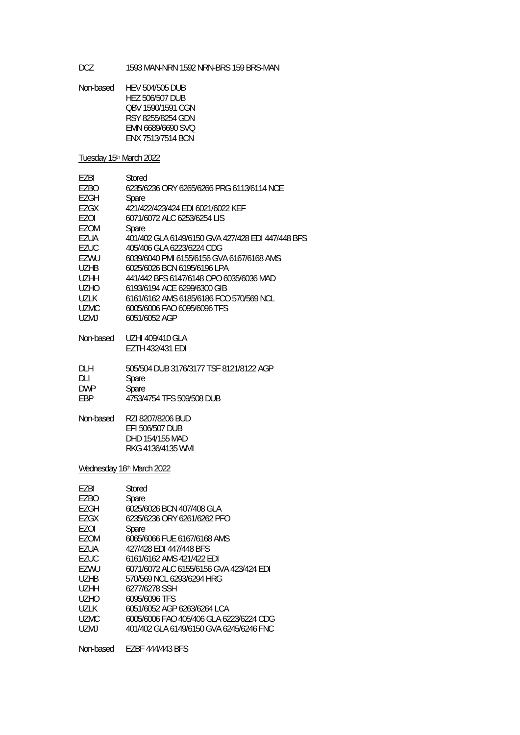| | |
|---|---|
| DCZ | 1593 MAN-NRN 1592 NRN-BRS 159 BRS-MAN |
| | |
| Non-based | HEV 504/505 DUB |
| | HEZ 506/507 DUB |
| | QBV 1590/1591 CGN |
| | RSY 8255/8254 GDN |
| | EMN 6689/6690 SVQ |
| | ENX 7513/7514 BCN |

Tuesday 15th March 2022

| | |
|---|---|
| EZBI | Stored |
| EZBO | 6235/6236 ORY 6265/6266 PRG 6113/6114 NCE |
| EZGH | Spare |
| EZGX | 421/422/423/424 EDI 6021/6022 KEF |
| EZOI | 6071/6072 ALC 6253/6254 LIS |
| EZOM | Spare |
| EZUA | 401/402 GLA 6149/6150 GVA 427/428 EDI 447/448 BFS |
| EZUC | 405/406 GLA 6223/6224 CDG |
| EZWU | 6039/6040 PMI 6155/6156 GVA 6167/6168 AMS |
| UZHB | 6025/6026 BCN 6195/6196 LPA |
| UZHH | 441/442 BFS 6147/6148 OPO 6035/6036 MAD |
| UZHO | 6193/6194 ACE 6299/6300 GIB |
| UZLK | 6161/6162 AMS 6185/6186 FCO 570/569 NCL |
| UZMC | 6005/6006 FAO 6095/6096 TFS |
| UZMJ | 6051/6052 AGP |
| | |
| Non-based | UZHI 409/410 GLA |
| | EZTH 432/431 EDI |
| | |
| DLH | 505/504 DUB 3176/3177 TSF 8121/8122 AGP |
| DLI | Spare |
| DWP | Spare |
| EBP | 4753/4754 TFS 509/508 DUB |
| | |
| Non-based | RZI 8207/8206 BUD |
| | EFI 506/507 DUB |
| | DHD 154/155 MAD |
| | RKG 4136/4135 WMI |

Wednesday 16th March 2022

| | |
|---|---|
| EZBI | Stored |
| EZBO | Spare |
| EZGH | 6025/6026 BCN 407/408 GLA |
| EZGX | 6235/6236 ORY 6261/6262 PFO |
| EZOI | Spare |
| EZOM | 6065/6066 FUE 6167/6168 AMS |
| EZUA | 427/428 EDI 447/448 BFS |
| EZUC | 6161/6162 AMS 421/422 EDI |
| EZWU | 6071/6072 ALC 6155/6156 GVA 423/424 EDI |
| UZHB | 570/569 NCL 6293/6294 HRG |
| UZHH | 6277/6278 SSH |
| UZHO | 6095/6096 TFS |
| UZLK | 6051/6052 AGP 6263/6264 LCA |
| UZMC | 6005/6006 FAO 405/406 GLA 6223/6224 CDG |
| UZMJ | 401/402 GLA 6149/6150 GVA 6245/6246 FNC |
| | |
| Non-based | EZBF 444/443 BFS |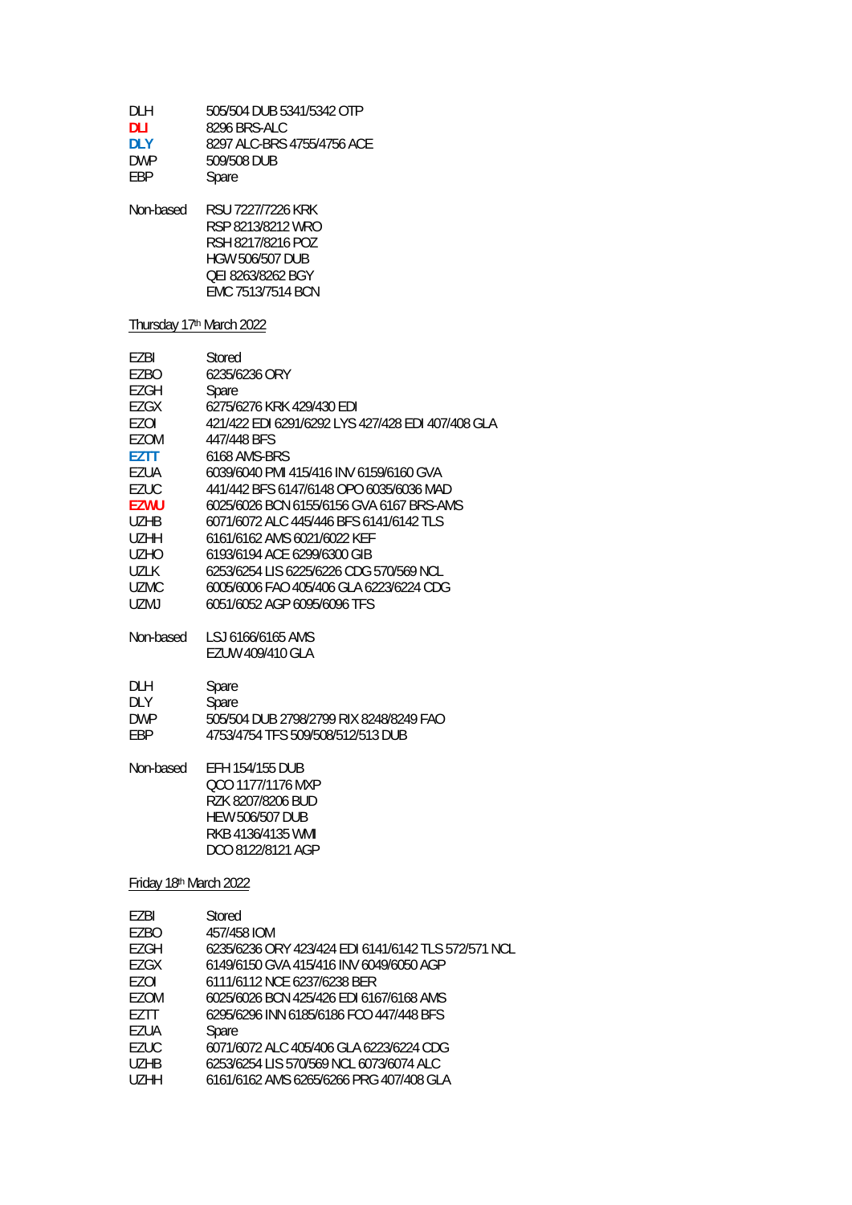DLH 505/504 DUB 5341/5342 OTP
**DLI** 8296 BRS-ALC
**DLY** 8297 ALC-BRS 4755/4756 ACE
DWP 509/508 DUB
EBP Spare

Non-based RSU 7227/7226 KRK
RSP 8213/8212 WRO
RSH 8217/8216 POZ
HGW 506/507 DUB
QEI 8263/8262 BGY
EMC 7513/7514 BCN

Thursday 17th March 2022

EZBI Stored
EZBO 6235/6236 ORY
EZGH Spare
EZGX 6275/6276 KRK 429/430 EDI
EZOI 421/422 EDI 6291/6292 LYS 427/428 EDI 407/408 GLA
EZOM 447/448 BFS
**EZTT** 6168 AMS-BRS
EZUA 6039/6040 PMI 415/416 INV 6159/6160 GVA
EZUC 441/442 BFS 6147/6148 OPO 6035/6036 MAD
**EZWU** 6025/6026 BCN 6155/6156 GVA 6167 BRS-AMS
UZHB 6071/6072 ALC 445/446 BFS 6141/6142 TLS
UZHH 6161/6162 AMS 6021/6022 KEF
UZHO 6193/6194 ACE 6299/6300 GIB
UZLK 6253/6254 LIS 6225/6226 CDG 570/569 NCL
UZMC 6005/6006 FAO 405/406 GLA 6223/6224 CDG
UZMJ 6051/6052 AGP 6095/6096 TFS

Non-based LSJ 6166/6165 AMS
EZUW 409/410 GLA

DLH Spare
DLY Spare
DWP 505/504 DUB 2798/2799 RIX 8248/8249 FAO
EBP 4753/4754 TFS 509/508/512/513 DUB

Non-based EFH 154/155 DUB
QCO 1177/1176 MXP
RZK 8207/8206 BUD
HEW 506/507 DUB
RKB 4136/4135 WMI
DCO 8122/8121 AGP

Friday 18th March 2022

EZBI Stored
EZBO 457/458 IOM
EZGH 6235/6236 ORY 423/424 EDI 6141/6142 TLS 572/571 NCL
EZGX 6149/6150 GVA 415/416 INV 6049/6050 AGP
EZOI 6111/6112 NCE 6237/6238 BER
EZOM 6025/6026 BCN 425/426 EDI 6167/6168 AMS
EZTT 6295/6296 INN 6185/6186 FCO 447/448 BFS
EZUA Spare
EZUC 6071/6072 ALC 405/406 GLA 6223/6224 CDG
UZHB 6253/6254 LIS 570/569 NCL 6073/6074 ALC
UZHH 6161/6162 AMS 6265/6266 PRG 407/408 GLA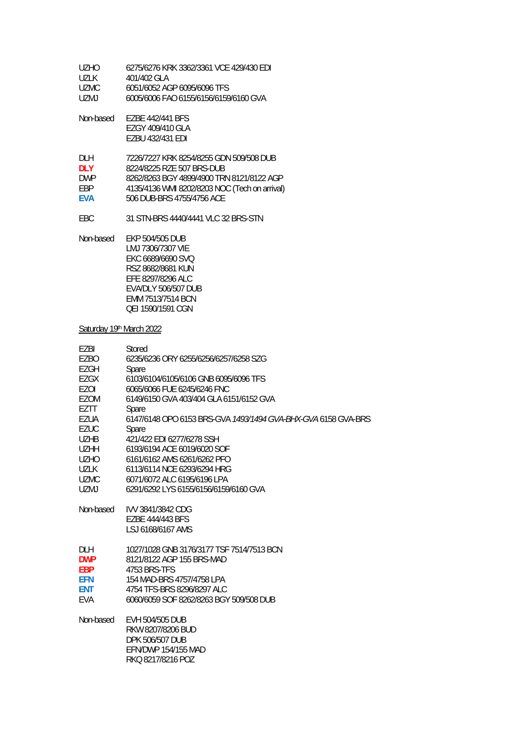| | |
|---|---|
| UZHO | 6275/6276 KRK 3362/3361 VCE 429/430 EDI |
| UZLK | 401/402 GLA |
| UZMC | 6051/6052 AGP 6095/6096 TFS |
| UZMJ | 6005/6006 FAO 6155/6156/6159/6160 GVA |
| | |
| Non-based | EZBE 442/441 BFS |
| | EZGY 409/410 GLA |
| | EZBU 432/431 EDI |
| | |
| DLH | 7226/7227 KRK 8254/8255 GDN 509/508 DUB |
| **DLY** | 8224/8225 RZE 507 BRS-DUB |
| DWP | 8262/8263 BGY 4899/4900 TRN 8121/8122 AGP |
| EBP | 4135/4136 WMI 8202/8203 NOC (Tech on arrival) |
| **EVA** | 506 DUB-BRS 4755/4756 ACE |
| | |
| EBC | 31 STN-BRS 4440/4441 VLC 32 BRS-STN |
| | |
| Non-based | EKP 504/505 DUB |
| | LMJ 7306/7307 VIE |
| | EKC 6689/6690 SVQ |
| | RSZ 8682/8681 KUN |
| | EFE 8297/8296 ALC |
| | EVA/DLY 506/507 DUB |
| | EMM 7513/7514 BCN |
| | QEI 1590/1591 CGN |

<u>Saturday 19th March 2022</u>

| | |
|---|---|
| EZBI | Stored |
| EZBO | 6235/6236 ORY 6255/6256/6257/6258 SZG |
| EZGH | Spare |
| EZGX | 6103/6104/6105/6106 GNB 6095/6096 TFS |
| EZOI | 6065/6066 FUE 6245/6246 FNC |
| EZOM | 6149/6150 GVA 403/404 GLA 6151/6152 GVA |
| EZTT | Spare |
| EZUA | 6147/6148 OPO 6153 BRS-GVA *1493/1494 GVA-BHX-GVA* 6158 GVA-BRS |
| EZUC | Spare |
| UZHB | 421/422 EDI 6277/6278 SSH |
| UZHH | 6193/6194 ACE 6019/6020 SOF |
| UZHO | 6161/6162 AMS 6261/6262 PFO |
| UZLK | 6113/6114 NCE 6293/6294 HRG |
| UZMC | 6071/6072 ALC 6195/6196 LPA |
| UZMJ | 6291/6292 LYS 6155/6156/6159/6160 GVA |
| | |
| Non-based | IVV 3841/3842 CDG |
| | EZBE 444/443 BFS |
| | LSJ 6168/6167 AMS |
| | |
| DLH | 1027/1028 GNB 3176/3177 TSF 7514/7513 BCN |
| **DWP** | 8121/8122 AGP 155 BRS-MAD |
| **EBP** | 4753 BRS-TFS |
| **EFN** | 154 MAD-BRS 4757/4758 LPA |
| **ENT** | 4754 TFS-BRS 8296/8297 ALC |
| EVA | 6060/6059 SOF 8262/8263 BGY 509/508 DUB |
| | |
| Non-based | EVH 504/505 DUB |
| | RKW 8207/8206 BUD |
| | DPK 506/507 DUB |
| | EFN/DWP 154/155 MAD |
| | RKQ 8217/8216 POZ |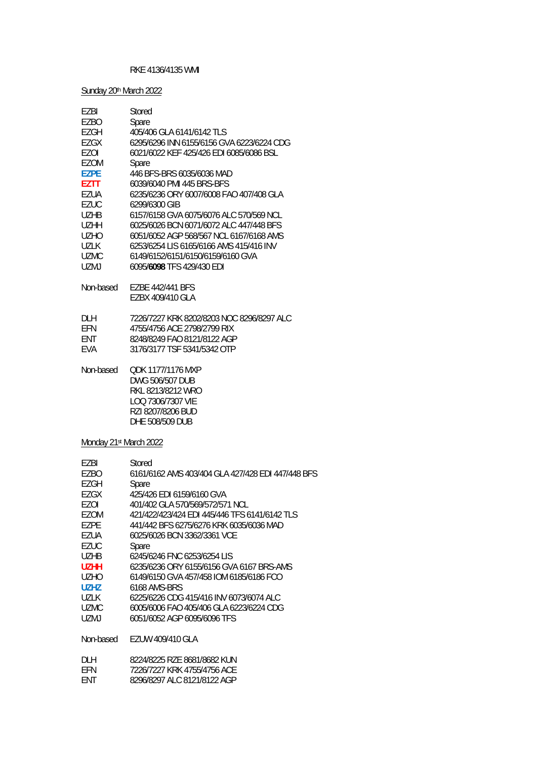RKE 4136/4135 WMI

Sunday 20th March 2022

| | |
|---|---|
| EZBI | Stored |
| EZBO | Spare |
| EZGH | 405/406 GLA 6141/6142 TLS |
| EZGX | 6295/6296 INN 6155/6156 GVA 6223/6224 CDG |
| EZOI | 6021/6022 KEF 425/426 EDI 6085/6086 BSL |
| EZOM | Spare |
| **EZPE** | 446 BFS-BRS 6035/6036 MAD |
| **EZTT** | 6039/6040 PMI 445 BRS-BFS |
| EZUA | 6235/6236 ORY 6007/6008 FAO 407/408 GLA |
| EZUC | 6299/6300 GIB |
| UZHB | 6157/6158 GVA 6075/6076 ALC 570/569 NCL |
| UZHH | 6025/6026 BCN 6071/6072 ALC 447/448 BFS |
| UZHO | 6051/6052 AGP 568/567 NCL 6167/6168 AMS |
| UZLK | 6253/6254 LIS 6165/6166 AMS 415/416 INV |
| UZMC | 6149/6152/6151/6150/6159/6160 GVA |
| UZMJ | 6095/**6098** TFS 429/430 EDI |
| | |
| Non-based | EZBE 442/441 BFS |
| | EZBX 409/410 GLA |
| | |
| DLH | 7226/7227 KRK 8202/8203 NOC 8296/8297 ALC |
| EFN | 4755/4756 ACE 2798/2799 RIX |
| ENT | 8248/8249 FAO 8121/8122 AGP |
| EVA | 3176/3177 TSF 5341/5342 OTP |
| | |
| Non-based | QDK 1177/1176 MXP |
| | DWG 506/507 DUB |
| | RKL 8213/8212 WRO |
| | LOQ 7306/7307 VIE |
| | RZI 8207/8206 BUD |
| | DHE 508/509 DUB |

Monday 21st March 2022

| | |
|---|---|
| EZBI | Stored |
| EZBO | 6161/6162 AMS 403/404 GLA 427/428 EDI 447/448 BFS |
| EZGH | Spare |
| EZGX | 425/426 EDI 6159/6160 GVA |
| EZOI | 401/402 GLA 570/569/572/571 NCL |
| EZOM | 421/422/423/424 EDI 445/446 TFS 6141/6142 TLS |
| EZPE | 441/442 BFS 6275/6276 KRK 6035/6036 MAD |
| EZUA | 6025/6026 BCN 3362/3361 VCE |
| EZUC | Spare |
| UZHB | 6245/6246 FNC 6253/6254 LIS |
| **UZHH** | 6235/6236 ORY 6155/6156 GVA 6167 BRS-AMS |
| UZHO | 6149/6150 GVA 457/458 IOM 6185/6186 FCO |
| **UZHZ** | 6168 AMS-BRS |
| UZLK | 6225/6226 CDG 415/416 INV 6073/6074 ALC |
| UZMC | 6005/6006 FAO 405/406 GLA 6223/6224 CDG |
| UZMJ | 6051/6052 AGP 6095/6096 TFS |
| | |
| Non-based | EZUW 409/410 GLA |
| | |
| DLH | 8224/8225 RZE 8681/8682 KUN |
| EFN | 7226/7227 KRK 4755/4756 ACE |
| ENT | 8296/8297 ALC 8121/8122 AGP |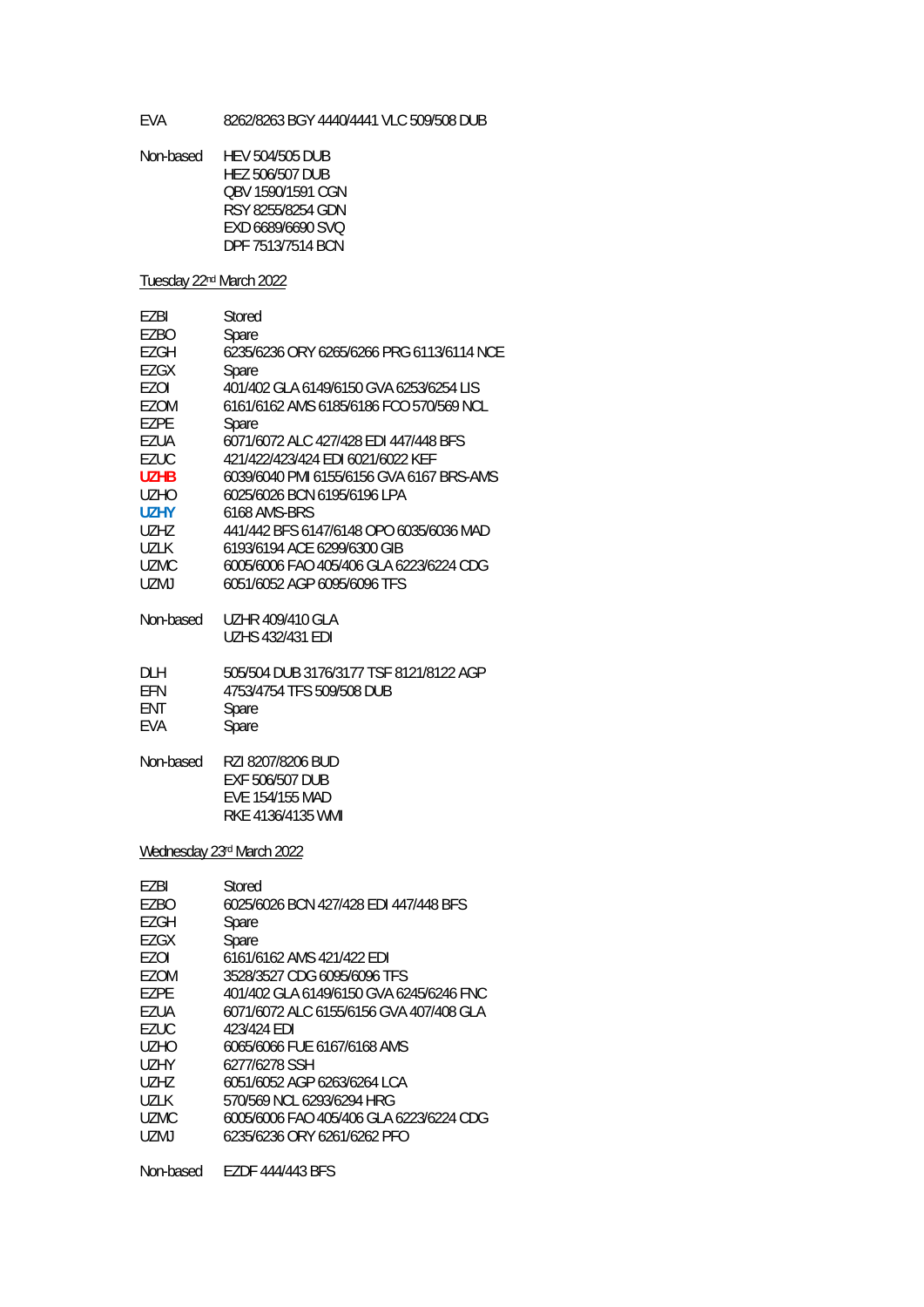| | |
|---|---|
| EVA | 8262/8263 BGY 4440/4441 VLC 509/508 DUB |
| Non-based | HEV 504/505 DUB |
| | HEZ 506/507 DUB |
| | QBV 1590/1591 CGN |
| | RSY 8255/8254 GDN |
| | EXD 6689/6690 SVQ |
| | DPF 7513/7514 BCN |

Tuesday 22nd March 2022

| | |
|---|---|
| EZBI | Stored |
| EZBO | Spare |
| EZGH | 6235/6236 ORY 6265/6266 PRG 6113/6114 NCE |
| EZGX | Spare |
| EZOI | 401/402 GLA 6149/6150 GVA 6253/6254 LIS |
| EZOM | 6161/6162 AMS 6185/6186 FCO 570/569 NCL |
| EZPE | Spare |
| EZUA | 6071/6072 ALC 427/428 EDI 447/448 BFS |
| EZUC | 421/422/423/424 EDI 6021/6022 KEF |
| **UZHB** | 6039/6040 PMI 6155/6156 GVA 6167 BRS-AMS |
| UZHO | 6025/6026 BCN 6195/6196 LPA |
| **UZHY** | 6168 AMS-BRS |
| UZHZ | 441/442 BFS 6147/6148 OPO 6035/6036 MAD |
| UZLK | 6193/6194 ACE 6299/6300 GIB |
| UZMC | 6005/6006 FAO 405/406 GLA 6223/6224 CDG |
| UZMJ | 6051/6052 AGP 6095/6096 TFS |
| Non-based | UZHR 409/410 GLA |
| | UZHS 432/431 EDI |
| DLH | 505/504 DUB 3176/3177 TSF 8121/8122 AGP |
| EFN | 4753/4754 TFS 509/508 DUB |
| ENT | Spare |
| EVA | Spare |
| Non-based | RZI 8207/8206 BUD |
| | EXF 506/507 DUB |
| | EVE 154/155 MAD |
| | RKE 4136/4135 WMI |

Wednesday 23rd March 2022

| | |
|---|---|
| EZBI | Stored |
| EZBO | 6025/6026 BCN 427/428 EDI 447/448 BFS |
| EZGH | Spare |
| EZGX | Spare |
| EZOI | 6161/6162 AMS 421/422 EDI |
| EZOM | 3528/3527 CDG 6095/6096 TFS |
| EZPE | 401/402 GLA 6149/6150 GVA 6245/6246 FNC |
| EZUA | 6071/6072 ALC 6155/6156 GVA 407/408 GLA |
| EZUC | 423/424 EDI |
| UZHO | 6065/6066 FUE 6167/6168 AMS |
| UZHY | 6277/6278 SSH |
| UZHZ | 6051/6052 AGP 6263/6264 LCA |
| UZLK | 570/569 NCL 6293/6294 HRG |
| UZMC | 6005/6006 FAO 405/406 GLA 6223/6224 CDG |
| UZMJ | 6235/6236 ORY 6261/6262 PFO |
| Non-based | EZDF 444/443 BFS |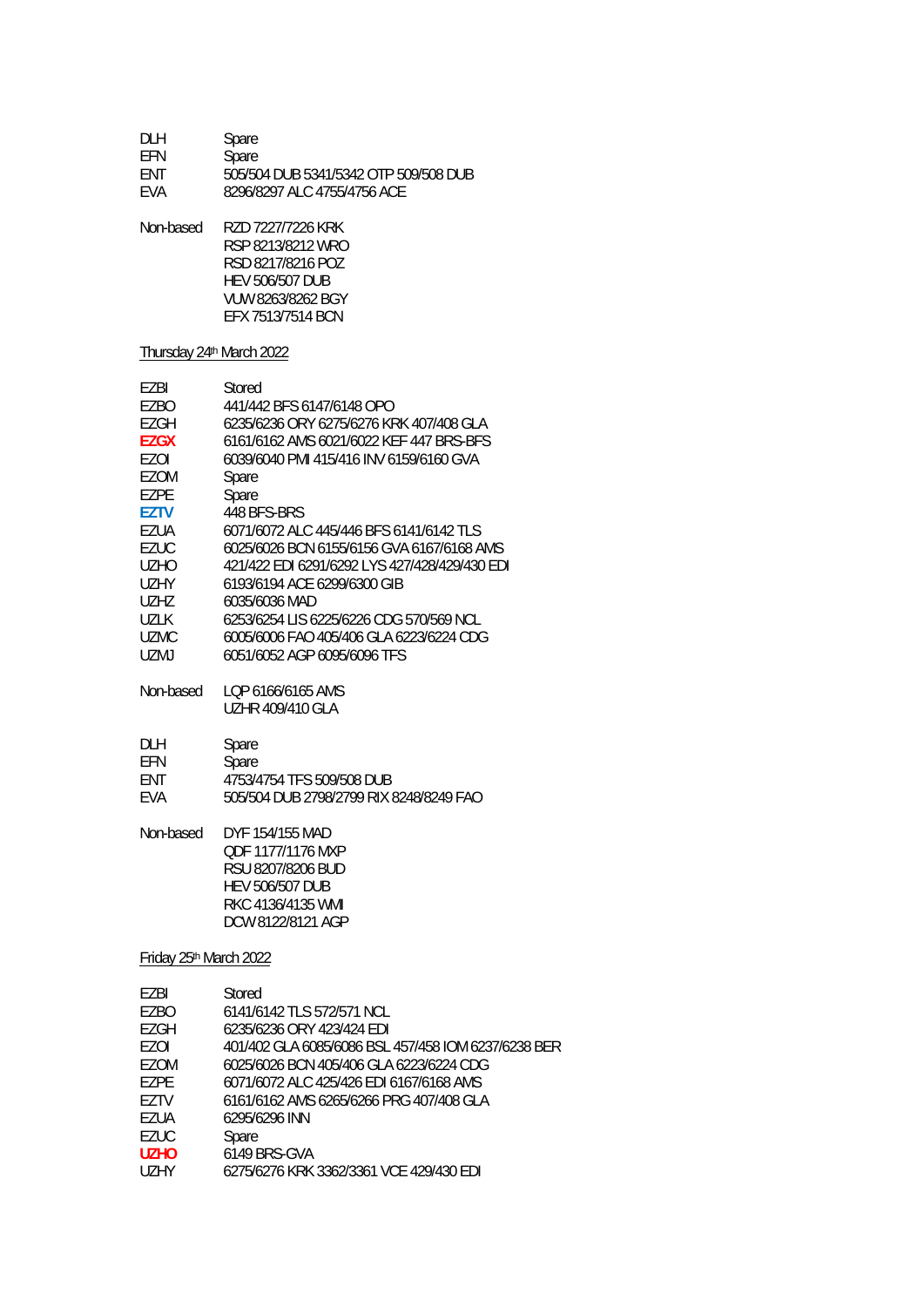| | |
|---|---|
| DLH | Spare |
| EFN | Spare |
| ENT | 505/504 DUB 5341/5342 OTP 509/508 DUB |
| EVA | 8296/8297 ALC 4755/4756 ACE |

| | |
|---|---|
| Non-based | RZD 7227/7226 KRK |
| | RSP 8213/8212 WRO |
| | RSD 8217/8216 POZ |
| | HEV 506/507 DUB |
| | VUW 8263/8262 BGY |
| | EFX 7513/7514 BCN |

Thursday 24th March 2022

| | |
|---|---|
| EZBI | Stored |
| EZBO | 441/442 BFS 6147/6148 OPO |
| EZGH | 6235/6236 ORY 6275/6276 KRK 407/408 GLA |
| **EZGX** | 6161/6162 AMS 6021/6022 KEF 447 BRS-BFS |
| EZOI | 6039/6040 PMI 415/416 INV 6159/6160 GVA |
| EZOM | Spare |
| EZPE | Spare |
| **EZTV** | 448 BFS-BRS |
| EZUA | 6071/6072 ALC 445/446 BFS 6141/6142 TLS |
| EZUC | 6025/6026 BCN 6155/6156 GVA 6167/6168 AMS |
| UZHO | 421/422 EDI 6291/6292 LYS 427/428/429/430 EDI |
| UZHY | 6193/6194 ACE 6299/6300 GIB |
| UZHZ | 6035/6036 MAD |
| UZLK | 6253/6254 LIS 6225/6226 CDG 570/569 NCL |
| UZMC | 6005/6006 FAO 405/406 GLA 6223/6224 CDG |
| UZMJ | 6051/6052 AGP 6095/6096 TFS |

| | |
|---|---|
| Non-based | LQP 6166/6165 AMS |
| | UZHR 409/410 GLA |

| | |
|---|---|
| DLH | Spare |
| EFN | Spare |
| ENT | 4753/4754 TFS 509/508 DUB |
| EVA | 505/504 DUB 2798/2799 RIX 8248/8249 FAO |

| | |
|---|---|
| Non-based | DYF 154/155 MAD |
| | QDF 1177/1176 MXP |
| | RSU 8207/8206 BUD |
| | HEV 506/507 DUB |
| | RKC 4136/4135 WMI |
| | DCW 8122/8121 AGP |

Friday 25th March 2022

| | |
|---|---|
| EZBI | Stored |
| EZBO | 6141/6142 TLS 572/571 NCL |
| EZGH | 6235/6236 ORY 423/424 EDI |
| EZOI | 401/402 GLA 6085/6086 BSL 457/458 IOM 6237/6238 BER |
| EZOM | 6025/6026 BCN 405/406 GLA 6223/6224 CDG |
| EZPE | 6071/6072 ALC 425/426 EDI 6167/6168 AMS |
| EZTV | 6161/6162 AMS 6265/6266 PRG 407/408 GLA |
| EZUA | 6295/6296 INN |
| EZUC | Spare |
| **UZHO** | 6149 BRS-GVA |
| UZHY | 6275/6276 KRK 3362/3361 VCE 429/430 EDI |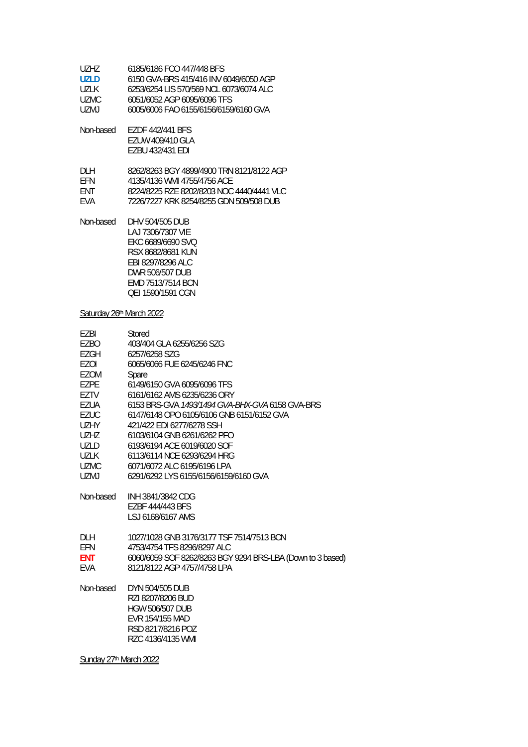| | |
|---|---|
| UZHZ | 6185/6186 FCO 447/448 BFS |
| **UZLD** | 6150 GVA-BRS 415/416 INV 6049/6050 AGP |
| UZLK | 6253/6254 LIS 570/569 NCL 6073/6074 ALC |
| UZMC | 6051/6052 AGP 6095/6096 TFS |
| UZMJ | 6005/6006 FAO 6155/6156/6159/6160 GVA |

Non-based EZDF 442/441 BFS
EZUW 409/410 GLA
EZBU 432/431 EDI

| | |
|---|---|
| DLH | 8262/8263 BGY 4899/4900 TRN 8121/8122 AGP |
| EFN | 4135/4136 WMI 4755/4756 ACE |
| ENT | 8224/8225 RZE 8202/8203 NOC 4440/4441 VLC |
| EVA | 7226/7227 KRK 8254/8255 GDN 509/508 DUB |

Non-based DHV 504/505 DUB
LAJ 7306/7307 VIE
EKC 6689/6690 SVQ
RSX 8682/8681 KUN
EBI 8297/8296 ALC
DWR 506/507 DUB
EMD 7513/7514 BCN
QEI 1590/1591 CGN

## Saturday 26th March 2022

| | |
|---|---|
| EZBI | Stored |
| EZBO | 403/404 GLA 6255/6256 SZG |
| EZGH | 6257/6258 SZG |
| EZOI | 6065/6066 FUE 6245/6246 FNC |
| EZOM | Spare |
| EZPE | 6149/6150 GVA 6095/6096 TFS |
| EZTV | 6161/6162 AMS 6235/6236 ORY |
| EZUA | 6153 BRS-GVA *1493/1494 GVA-BHX-GVA* 6158 GVA-BRS |
| EZUC | 6147/6148 OPO 6105/6106 GNB 6151/6152 GVA |
| UZHY | 421/422 EDI 6277/6278 SSH |
| UZHZ | 6103/6104 GNB 6261/6262 PFO |
| UZLD | 6193/6194 ACE 6019/6020 SOF |
| UZLK | 6113/6114 NCE 6293/6294 HRG |
| UZMC | 6071/6072 ALC 6195/6196 LPA |
| UZMJ | 6291/6292 LYS 6155/6156/6159/6160 GVA |

Non-based INH 3841/3842 CDG
EZBF 444/443 BFS
LSJ 6168/6167 AMS

| | |
|---|---|
| DLH | 1027/1028 GNB 3176/3177 TSF 7514/7513 BCN |
| EFN | 4753/4754 TFS 8296/8297 ALC |
| **ENT** | 6060/6059 SOF 8262/8263 BGY 9294 BRS-LBA (Down to 3 based) |
| EVA | 8121/8122 AGP 4757/4758 LPA |

Non-based DYN 504/505 DUB
RZI 8207/8206 BUD
HGW 506/507 DUB
EVR 154/155 MAD
RSD 8217/8216 POZ
RZC 4136/4135 WMI

## Sunday 27th March 2022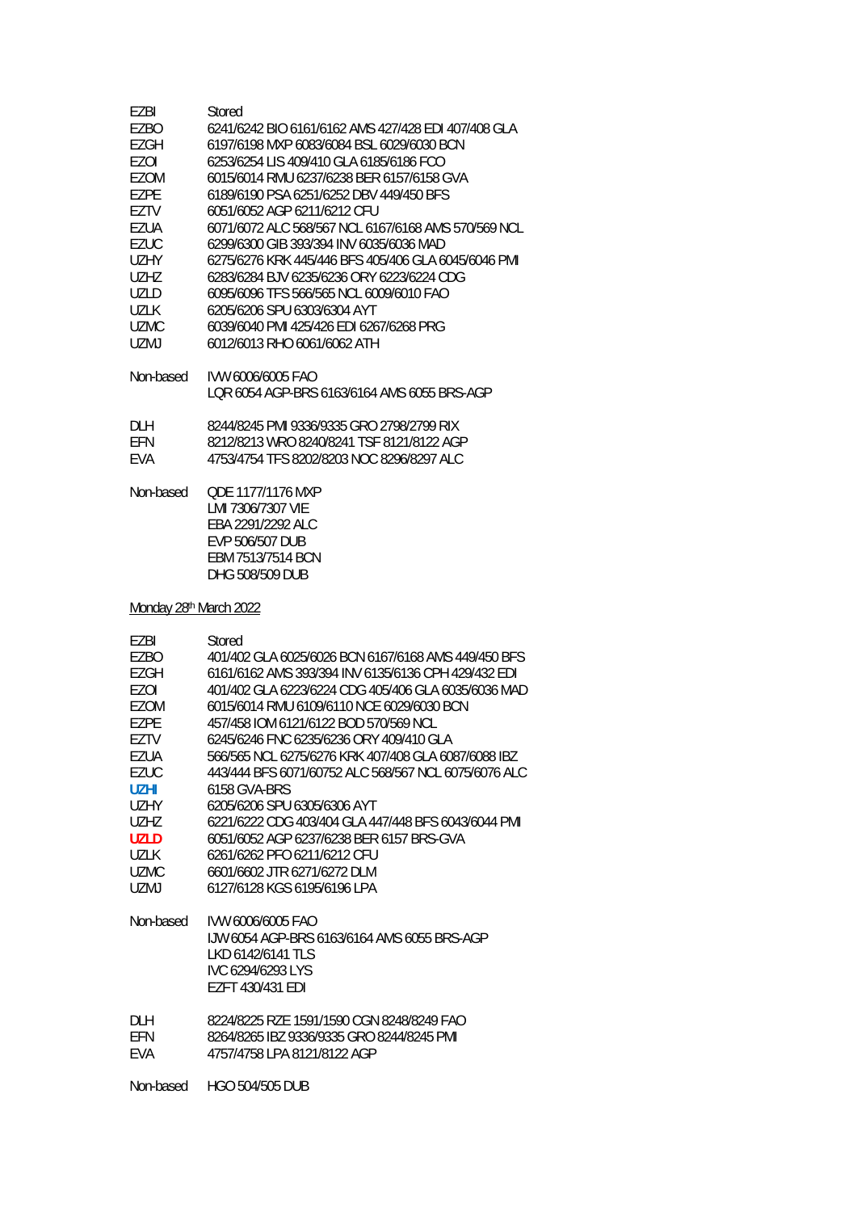| | |
|---|---|
| EZBI | Stored |
| EZBO | 6241/6242 BIO 6161/6162 AMS 427/428 EDI 407/408 GLA |
| EZGH | 6197/6198 MXP 6083/6084 BSL 6029/6030 BCN |
| EZOI | 6253/6254 LIS 409/410 GLA 6185/6186 FCO |
| EZOM | 6015/6014 RMU 6237/6238 BER 6157/6158 GVA |
| EZPE | 6189/6190 PSA 6251/6252 DBV 449/450 BFS |
| EZTV | 6051/6052 AGP 6211/6212 CFU |
| EZUA | 6071/6072 ALC 568/567 NCL 6167/6168 AMS 570/569 NCL |
| EZUC | 6299/6300 GIB 393/394 INV 6035/6036 MAD |
| UZHY | 6275/6276 KRK 445/446 BFS 405/406 GLA 6045/6046 PMI |
| UZHZ | 6283/6284 BJV 6235/6236 ORY 6223/6224 CDG |
| UZLD | 6095/6096 TFS 566/565 NCL 6009/6010 FAO |
| UZLK | 6205/6206 SPU 6303/6304 AYT |
| UZMC | 6039/6040 PMI 425/426 EDI 6267/6268 PRG |
| UZMJ | 6012/6013 RHO 6061/6062 ATH |

Non-based IVW 6006/6005 FAO
LQR 6054 AGP-BRS 6163/6164 AMS 6055 BRS-AGP

| | |
|---|---|
| DLH | 8244/8245 PMI 9336/9335 GRO 2798/2799 RIX |
| EFN | 8212/8213 WRO 8240/8241 TSF 8121/8122 AGP |
| EVA | 4753/4754 TFS 8202/8203 NOC 8296/8297 ALC |

Non-based QDE 1177/1176 MXP
LMI 7306/7307 VIE
EBA 2291/2292 ALC
EVP 506/507 DUB
EBM 7513/7514 BCN
DHG 508/509 DUB

Monday 28th March 2022

| | |
|---|---|
| EZBI | Stored |
| EZBO | 401/402 GLA 6025/6026 BCN 6167/6168 AMS 449/450 BFS |
| EZGH | 6161/6162 AMS 393/394 INV 6135/6136 CPH 429/432 EDI |
| EZOI | 401/402 GLA 6223/6224 CDG 405/406 GLA 6035/6036 MAD |
| EZOM | 6015/6014 RMU 6109/6110 NCE 6029/6030 BCN |
| EZPE | 457/458 IOM 6121/6122 BOD 570/569 NCL |
| EZTV | 6245/6246 FNC 6235/6236 ORY 409/410 GLA |
| EZUA | 566/565 NCL 6275/6276 KRK 407/408 GLA 6087/6088 IBZ |
| EZUC | 443/444 BFS 6071/60752 ALC 568/567 NCL 6075/6076 ALC |
| **UZHI** | 6158 GVA-BRS |
| UZHY | 6205/6206 SPU 6305/6306 AYT |
| UZHZ | 6221/6222 CDG 403/404 GLA 447/448 BFS 6043/6044 PMI |
| **UZLD** | 6051/6052 AGP 6237/6238 BER 6157 BRS-GVA |
| UZLK | 6261/6262 PFO 6211/6212 CFU |
| UZMC | 6601/6602 JTR 6271/6272 DLM |
| UZMJ | 6127/6128 KGS 6195/6196 LPA |

Non-based IVW 6006/6005 FAO
IJW 6054 AGP-BRS 6163/6164 AMS 6055 BRS-AGP
LKD 6142/6141 TLS
IVC 6294/6293 LYS
EZFT 430/431 EDI

| | |
|---|---|
| DLH | 8224/8225 RZE 1591/1590 CGN 8248/8249 FAO |
| EFN | 8264/8265 IBZ 9336/9335 GRO 8244/8245 PMI |
| EVA | 4757/4758 LPA 8121/8122 AGP |

Non-based HGO 504/505 DUB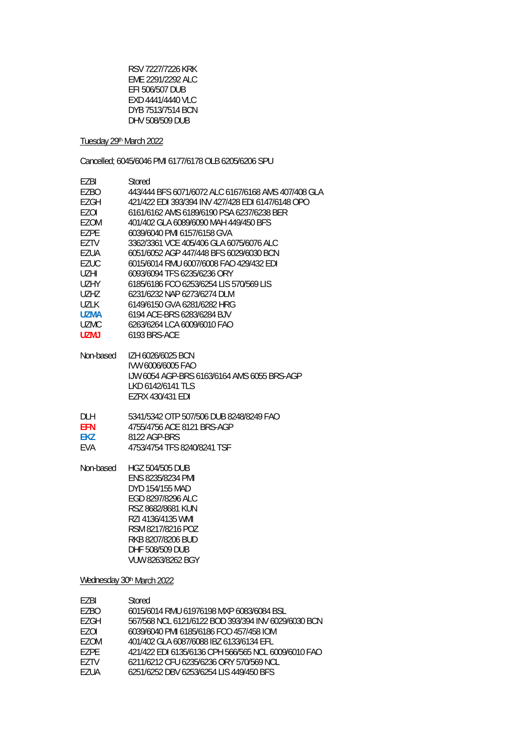RSV 7227/7226 KRK
EME 2291/2292 ALC
EFI 506/507 DUB
EXD 4441/4440 VLC
DYB 7513/7514 BCN
DHV 508/509 DUB

Tuesday 29th March 2022

Cancelled; 6045/6046 PMI 6177/6178 OLB 6205/6206 SPU

| | |
|---|---|
| EZBI | Stored |
| EZBO | 443/444 BFS 6071/6072 ALC 6167/6168 AMS 407/408 GLA |
| EZGH | 421/422 EDI 393/394 INV 427/428 EDI 6147/6148 OPO |
| EZOI | 6161/6162 AMS 6189/6190 PSA 6237/6238 BER |
| EZOM | 401/402 GLA 6089/6090 MAH 449/450 BFS |
| EZPE | 6039/6040 PMI 6157/6158 GVA |
| EZTV | 3362/3361 VCE 405/406 GLA 6075/6076 ALC |
| EZUA | 6051/6052 AGP 447/448 BFS 6029/6030 BCN |
| EZUC | 6015/6014 RMU 6007/6008 FAO 429/432 EDI |
| UZHI | 6093/6094 TFS 6235/6236 ORY |
| UZHY | 6185/6186 FCO 6253/6254 LIS 570/569 LIS |
| UZHZ | 6231/6232 NAP 6273/6274 DLM |
| UZLK | 6149/6150 GVA 6281/6282 HRG |
| **UZMA** | 6194 ACE-BRS 6283/6284 BJV |
| UZMC | 6263/6264 LCA 6009/6010 FAO |
| **UZMJ** | 6193 BRS-ACE |

Non-based IZH 6026/6025 BCN
IVW 6006/6005 FAO
IJW 6054 AGP-BRS 6163/6164 AMS 6055 BRS-AGP
LKD 6142/6141 TLS
EZRX 430/431 EDI

| | |
|---|---|
| DLH | 5341/5342 OTP 507/506 DUB 8248/8249 FAO |
| **EFN** | 4755/4756 ACE 8121 BRS-AGP |
| **EKZ** | 8122 AGP-BRS |
| EVA | 4753/4754 TFS 8240/8241 TSF |

Non-based HGZ 504/505 DUB
ENS 8235/8234 PMI
DYD 154/155 MAD
EGD 8297/8296 ALC
RSZ 8682/8681 KUN
RZI 4136/4135 WMI
RSM 8217/8216 POZ
RKB 8207/8206 BUD
DHF 508/509 DUB
VUW 8263/8262 BGY

Wednesday 30th March 2022

| | |
|---|---|
| EZBI | Stored |
| EZBO | 6015/6014 RMU 61976198 MXP 6083/6084 BSL |
| EZGH | 567/568 NCL 6121/6122 BOD 393/394 INV 6029/6030 BCN |
| EZOI | 6039/6040 PMI 6185/6186 FCO 457/458 IOM |
| EZOM | 401/402 GLA 6087/6088 IBZ 6133/6134 EFL |
| EZPE | 421/422 EDI 6135/6136 CPH 566/565 NCL 6009/6010 FAO |
| EZTV | 6211/6212 CFU 6235/6236 ORY 570/569 NCL |
| EZUA | 6251/6252 DBV 6253/6254 LIS 449/450 BFS |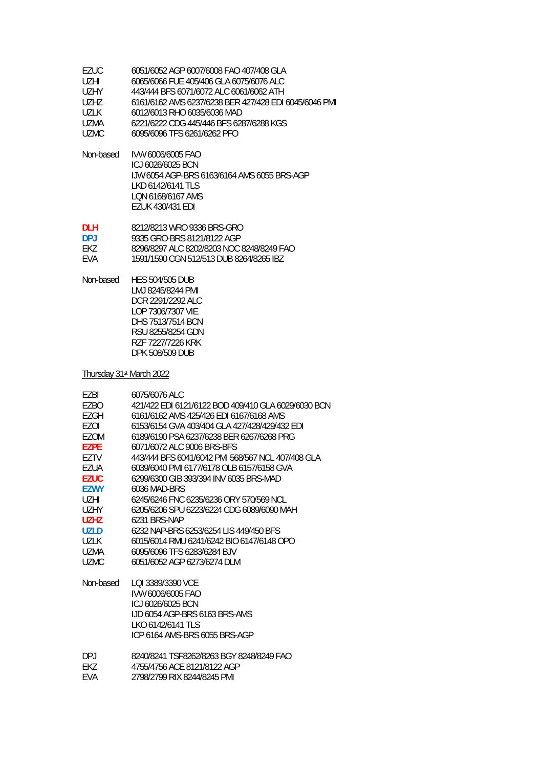| | |
|---|---|
| EZUC | 6051/6052 AGP 6007/6008 FAO 407/408 GLA |
| UZHI | 6065/6066 FUE 405/406 GLA 6075/6076 ALC |
| UZHY | 443/444 BFS 6071/6072 ALC 6061/6062 ATH |
| UZHZ | 6161/6162 AMS 6237/6238 BER 427/428 EDI 6045/6046 PMI |
| UZLK | 6012/6013 RHO 6035/6036 MAD |
| UZMA | 6221/6222 CDG 445/446 BFS 6287/6288 KGS |
| UZMC | 6095/6096 TFS 6261/6262 PFO |

| | |
|---|---|
| Non-based | IVW 6006/6005 FAO |
| | ICJ 6026/6025 BCN |
| | IJW 6054 AGP-BRS 6163/6164 AMS 6055 BRS-AGP |
| | LKD 6142/6141 TLS |
| | LQN 6168/6167 AMS |
| | EZUK 430/431 EDI |

| | |
|---|---|
| **DLH** | 8212/8213 WRO 9336 BRS-GRO |
| **DPJ** | 9335 GRO-BRS 8121/8122 AGP |
| EKZ | 8296/8297 ALC 8202/8203 NOC 8248/8249 FAO |
| EVA | 1591/1590 CGN 512/513 DUB 8264/8265 IBZ |

| | |
|---|---|
| Non-based | HES 504/505 DUB |
| | LMJ 8245/8244 PMI |
| | DCR 2291/2292 ALC |
| | LOP 7306/7307 VIE |
| | DHS 7513/7514 BCN |
| | RSU 8255/8254 GDN |
| | RZF 7227/7226 KRK |
| | DPK 508/509 DUB |

Thursday 31st March 2022

| | |
|---|---|
| EZBI | 6075/6076 ALC |
| EZBO | 421/422 EDI 6121/6122 BOD 409/410 GLA 6029/6030 BCN |
| EZGH | 6161/6162 AMS 425/426 EDI 6167/6168 AMS |
| EZOI | 6153/6154 GVA 403/404 GLA 427/428/429/432 EDI |
| EZOM | 6189/6190 PSA 6237/6238 BER 6267/6268 PRG |
| **EZPE** | 6071/6072 ALC 9006 BRS-BFS |
| EZTV | 443/444 BFS 6041/6042 PMI 568/567 NCL 407/408 GLA |
| EZUA | 6039/6040 PMI 6177/6178 OLB 6157/6158 GVA |
| **EZUC** | 6299/6300 GIB 393/394 INV 6035 BRS-MAD |
| **EZWY** | 6036 MAD-BRS |
| UZHI | 6245/6246 FNC 6235/6236 ORY 570/569 NCL |
| UZHY | 6205/6206 SPU 6223/6224 CDG 6089/6090 MAH |
| **UZHZ** | 6231 BRS-NAP |
| **UZLD** | 6232 NAP-BRS 6253/6254 LIS 449/450 BFS |
| UZLK | 6015/6014 RMU 6241/6242 BIO 6147/6148 OPO |
| UZMA | 6095/6096 TFS 6283/6284 BJV |
| UZMC | 6051/6052 AGP 6273/6274 DLM |

| | |
|---|---|
| Non-based | LQI 3389/3390 VCE |
| | IVW 6006/6005 FAO |
| | ICJ 6026/6025 BCN |
| | IJD 6054 AGP-BRS 6163 BRS-AMS |
| | LKO 6142/6141 TLS |
| | ICP 6164 AMS-BRS 6055 BRS-AGP |

| | |
|---|---|
| DPJ | 8240/8241 TSF8262/8263 BGY 8248/8249 FAO |
| EKZ | 4755/4756 ACE 8121/8122 AGP |
| EVA | 2798/2799 RIX 8244/8245 PMI |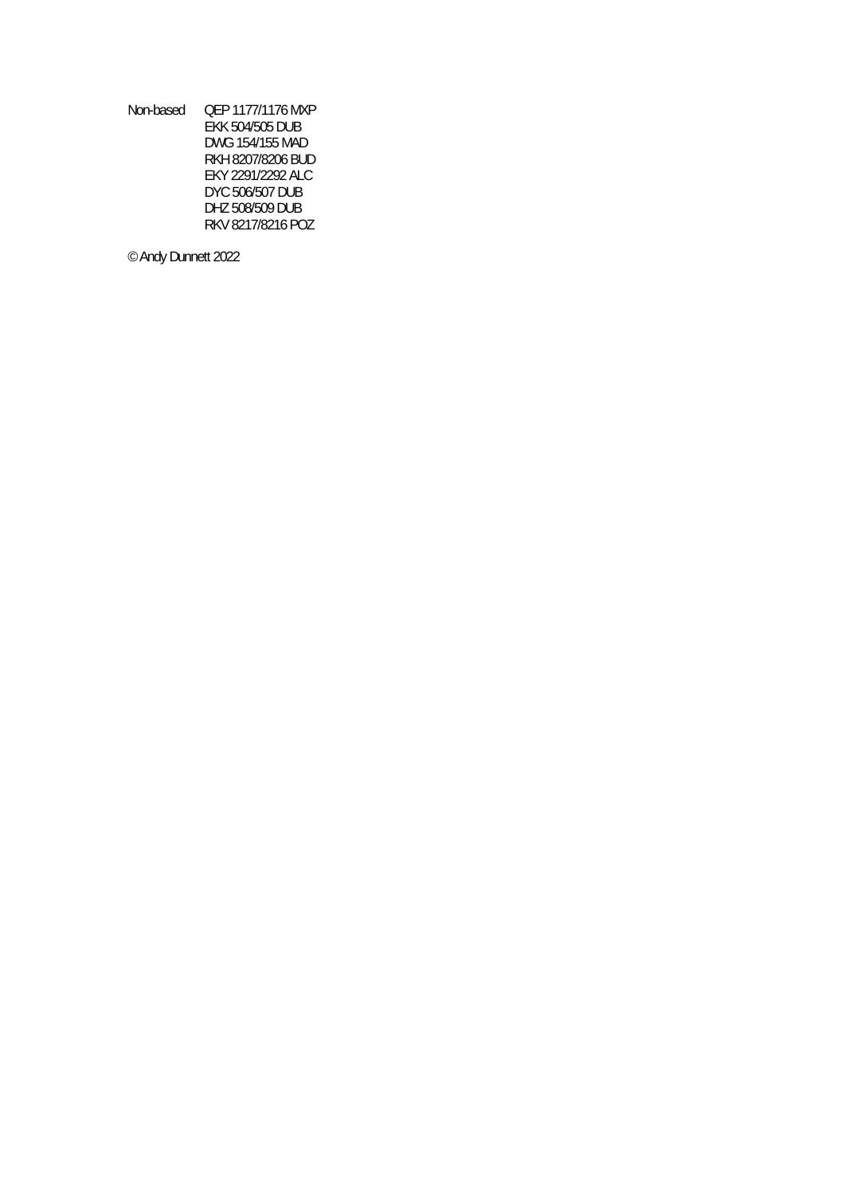| | |
|---|---|
| Non-based | QEP 1177/1176 MXP |
| | EKK 504/505 DUB |
| | DWG 154/155 MAD |
| | RKH 8207/8206 BUD |
| | EKY 2291/2292 ALC |
| | DYC 506/507 DUB |
| | DHZ 508/509 DUB |
| | RKV 8217/8216 POZ |

© Andy Dunnett 2022